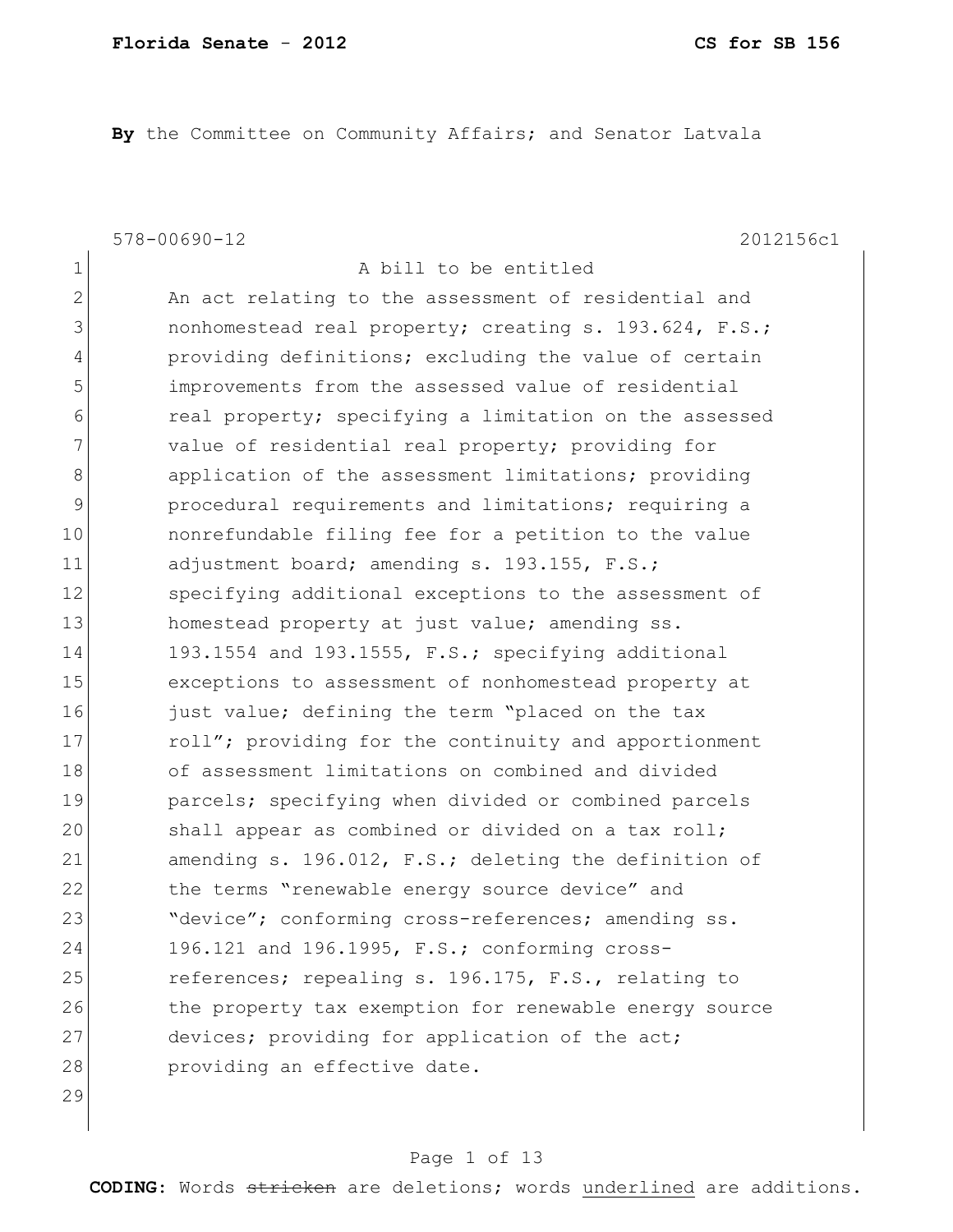**By** the Committee on Community Affairs; and Senator Latvala

578-00690-12 2012156c1

A bill to be entitled

An act relating to the assessment of residential and nonhomestead real property; creating s. 193.624, F.S.; providing definitions; excluding the value of certain improvements from the assessed value of residential real property; specifying a limitation on the assessed value of residential real property; providing for application of the assessment limitations; providing procedural requirements and limitations; requiring a nonrefundable filing fee for a petition to the value adjustment board; amending s. 193.155, F.S.; specifying additional exceptions to the assessment of homestead property at just value; amending ss. 193.1554 and 193.1555, F.S.; specifying additional exceptions to assessment of nonhomestead property at just value; defining the term "placed on the tax roll"; providing for the continuity and apportionment of assessment limitations on combined and divided parcels; specifying when divided or combined parcels shall appear as combined or divided on a tax roll; amending s. 196.012, F.S.; deleting the definition of the terms "renewable energy source device" and "device"; conforming cross-references; amending ss. 196.121 and 196.1995, F.S.; conforming cross-references; repealing s. 196.175, F.S., relating to the property tax exemption for renewable energy source devices; providing for application of the act; providing an effective date.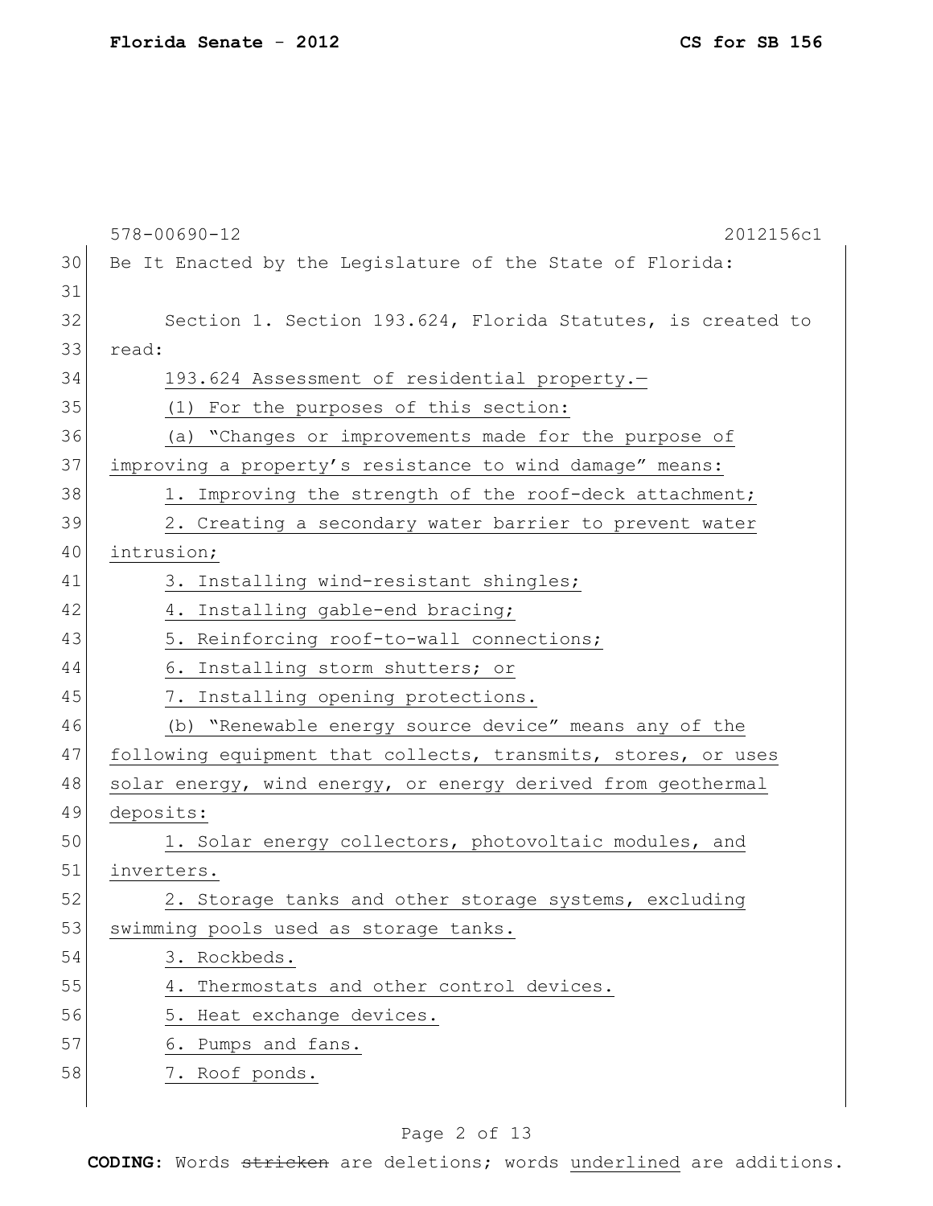578-00690-12 2012156c1

Be It Enacted by the Legislature of the State of Florida:

Section 1. Section 193.624, Florida Statutes, is created to read:

193.624 Assessment of residential property.—

(1) For the purposes of this section:

(a) "Changes or improvements made for the purpose of improving a property's resistance to wind damage" means:

1. Improving the strength of the roof-deck attachment;

2. Creating a secondary water barrier to prevent water intrusion;

3. Installing wind-resistant shingles;

4. Installing gable-end bracing;

5. Reinforcing roof-to-wall connections;

6. Installing storm shutters; or

7. Installing opening protections.

(b) "Renewable energy source device" means any of the following equipment that collects, transmits, stores, or uses solar energy, wind energy, or energy derived from geothermal deposits:

1. Solar energy collectors, photovoltaic modules, and inverters.

2. Storage tanks and other storage systems, excluding swimming pools used as storage tanks.

3. Rockbeds.

4. Thermostats and other control devices.

5. Heat exchange devices.

6. Pumps and fans.

7. Roof ponds.

**CODING:** Words ~~stricken~~ are deletions; words underlined are additions.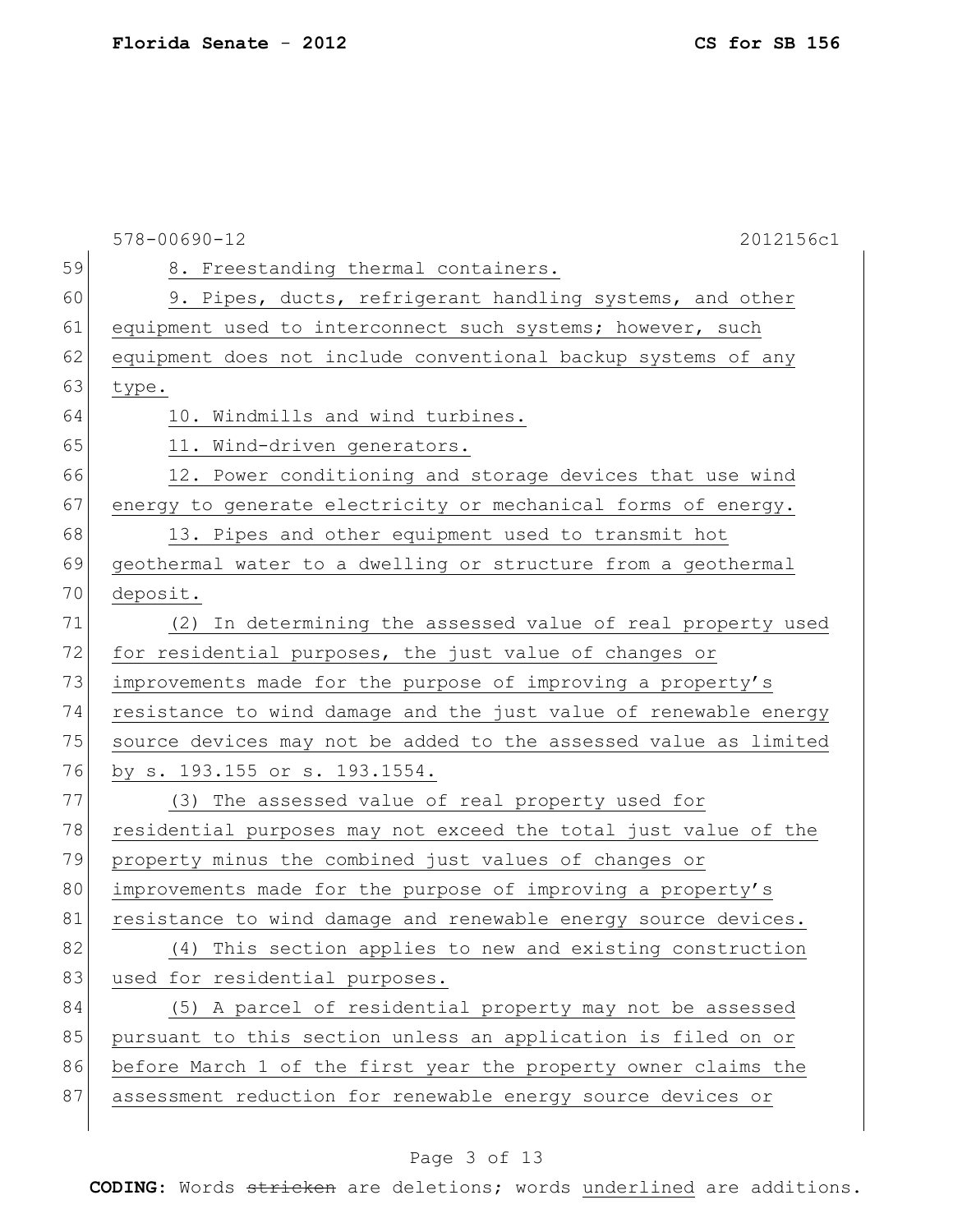8. Freestanding thermal containers.

9. Pipes, ducts, refrigerant handling systems, and other equipment used to interconnect such systems; however, such equipment does not include conventional backup systems of any type.

10. Windmills and wind turbines.

11. Wind-driven generators.

12. Power conditioning and storage devices that use wind energy to generate electricity or mechanical forms of energy.

13. Pipes and other equipment used to transmit hot geothermal water to a dwelling or structure from a geothermal deposit.

(2) In determining the assessed value of real property used for residential purposes, the just value of changes or improvements made for the purpose of improving a property's resistance to wind damage and the just value of renewable energy source devices may not be added to the assessed value as limited by s. 193.155 or s. 193.1554.

(3) The assessed value of real property used for residential purposes may not exceed the total just value of the property minus the combined just values of changes or improvements made for the purpose of improving a property's resistance to wind damage and renewable energy source devices.

(4) This section applies to new and existing construction used for residential purposes.

(5) A parcel of residential property may not be assessed pursuant to this section unless an application is filed on or before March 1 of the first year the property owner claims the assessment reduction for renewable energy source devices or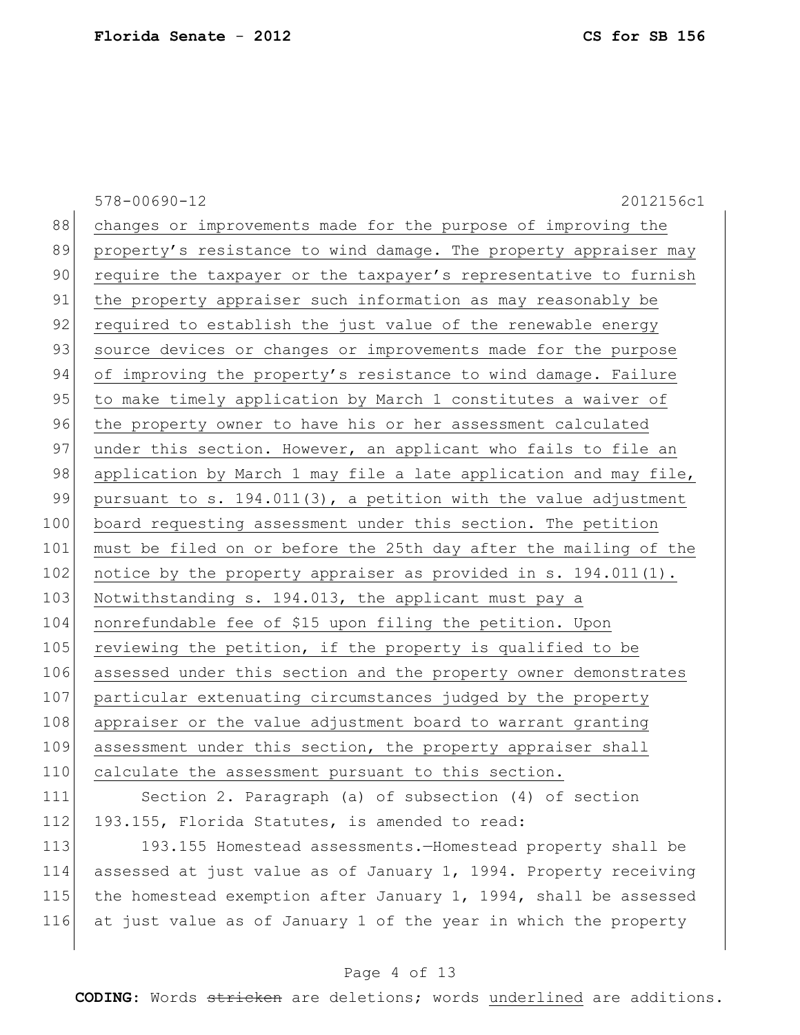changes or improvements made for the purpose of improving the property's resistance to wind damage. The property appraiser may require the taxpayer or the taxpayer's representative to furnish the property appraiser such information as may reasonably be required to establish the just value of the renewable energy source devices or changes or improvements made for the purpose of improving the property's resistance to wind damage. Failure to make timely application by March 1 constitutes a waiver of the property owner to have his or her assessment calculated under this section. However, an applicant who fails to file an application by March 1 may file a late application and may file, pursuant to s. 194.011(3), a petition with the value adjustment board requesting assessment under this section. The petition must be filed on or before the 25th day after the mailing of the notice by the property appraiser as provided in s. 194.011(1). Notwithstanding s. 194.013, the applicant must pay a nonrefundable fee of $15 upon filing the petition. Upon reviewing the petition, if the property is qualified to be assessed under this section and the property owner demonstrates particular extenuating circumstances judged by the property appraiser or the value adjustment board to warrant granting assessment under this section, the property appraiser shall calculate the assessment pursuant to this section.

Section 2. Paragraph (a) of subsection (4) of section 193.155, Florida Statutes, is amended to read:

193.155 Homestead assessments.—Homestead property shall be assessed at just value as of January 1, 1994. Property receiving the homestead exemption after January 1, 1994, shall be assessed at just value as of January 1 of the year in which the property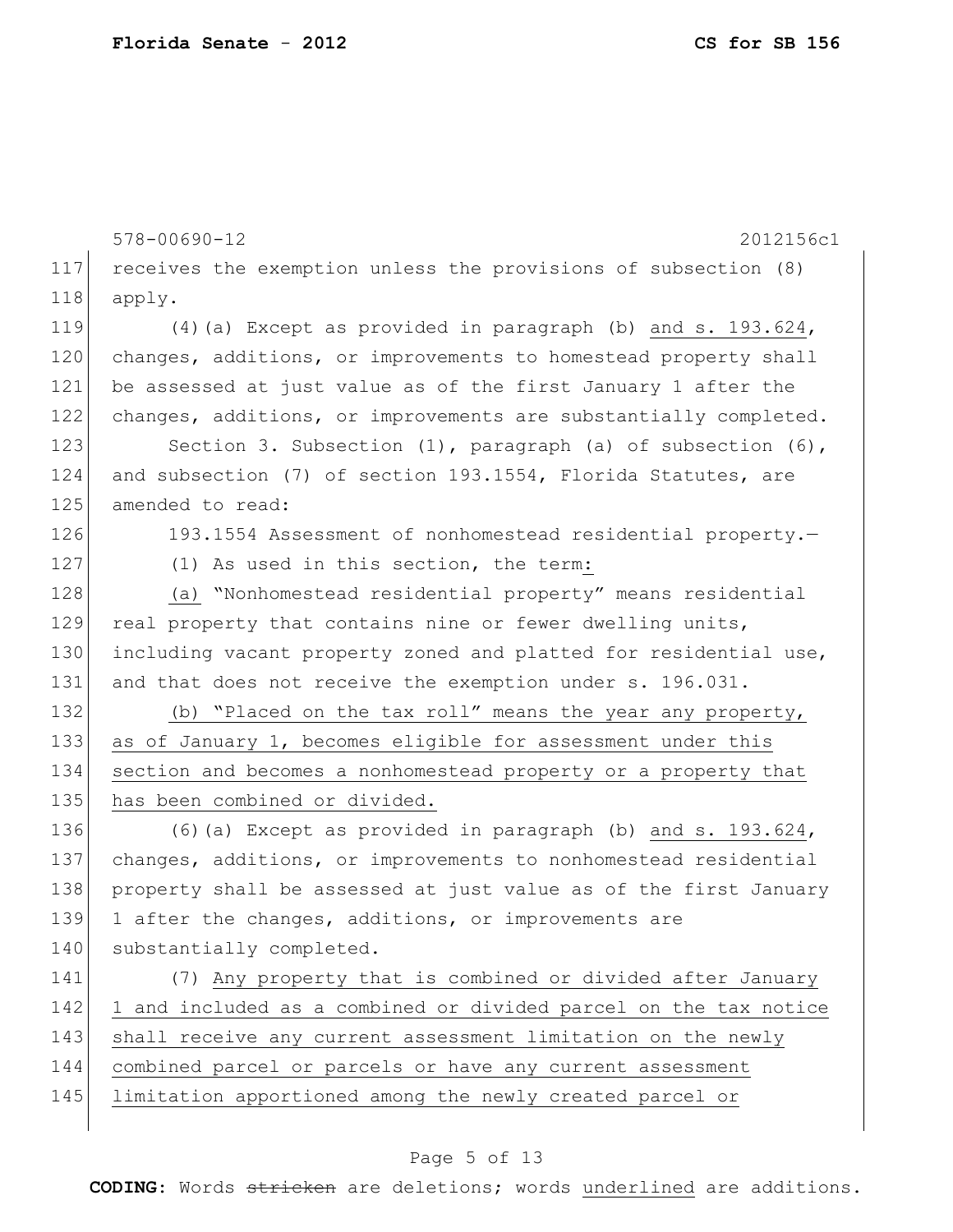receives the exemption unless the provisions of subsection (8) apply.

(4)(a) Except as provided in paragraph (b) <u>and s. 193.624</u>, changes, additions, or improvements to homestead property shall be assessed at just value as of the first January 1 after the changes, additions, or improvements are substantially completed.

Section 3. Subsection (1), paragraph (a) of subsection (6), and subsection (7) of section 193.1554, Florida Statutes, are amended to read:

193.1554 Assessment of nonhomestead residential property.—

(1) As used in this section, the term<u>:</u>

<u>(a)</u> "Nonhomestead residential property" means residential real property that contains nine or fewer dwelling units, including vacant property zoned and platted for residential use, and that does not receive the exemption under s. 196.031.

<u>(b) "Placed on the tax roll" means the year any property, as of January 1, becomes eligible for assessment under this section and becomes a nonhomestead property or a property that has been combined or divided.</u>

(6)(a) Except as provided in paragraph (b) <u>and s. 193.624</u>, changes, additions, or improvements to nonhomestead residential property shall be assessed at just value as of the first January 1 after the changes, additions, or improvements are substantially completed.

(7) <u>Any property that is combined or divided after January 1 and included as a combined or divided parcel on the tax notice shall receive any current assessment limitation on the newly combined parcel or parcels or have any current assessment limitation apportioned among the newly created parcel or</u>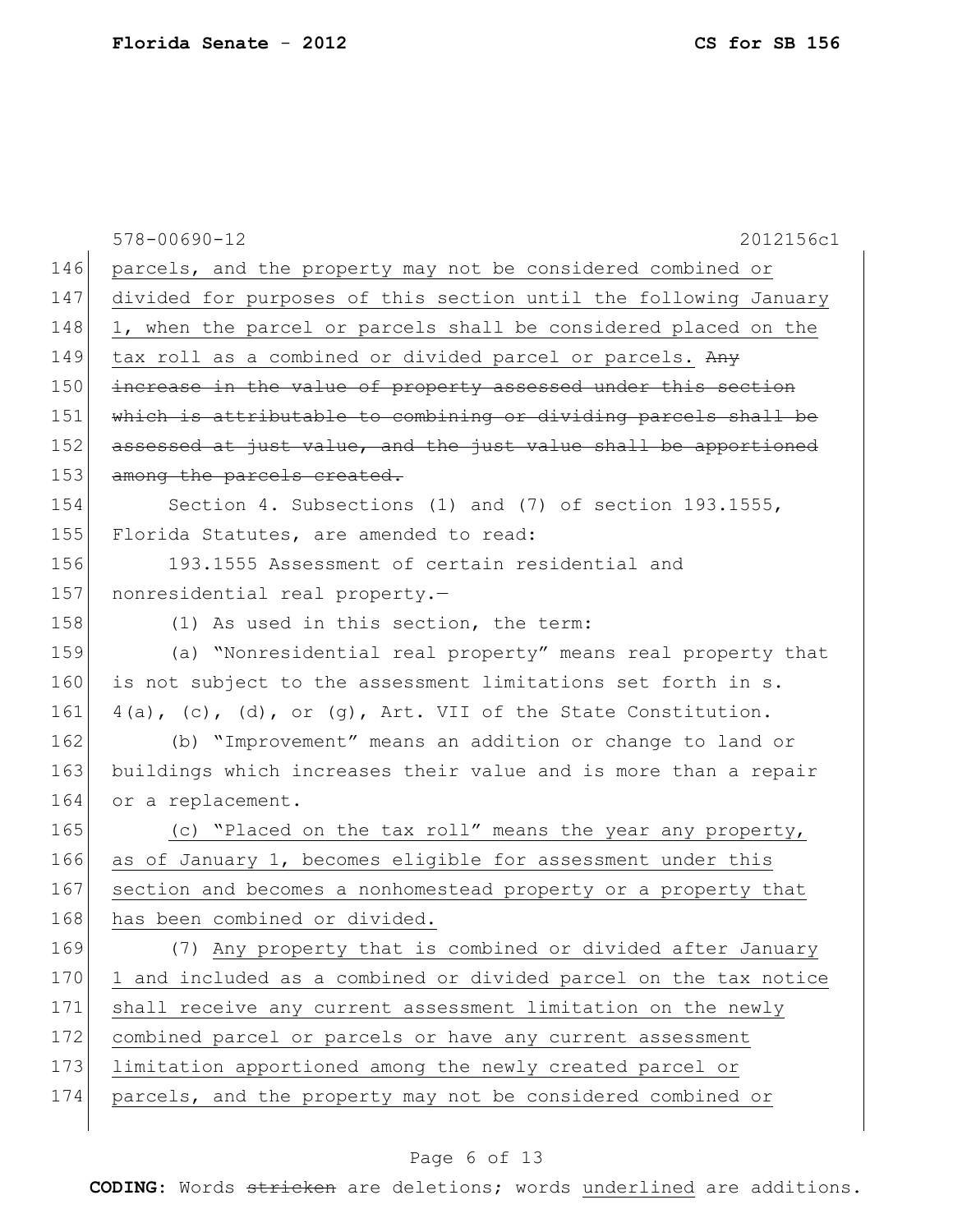parcels, and the property may not be considered combined or divided for purposes of this section until the following January 1, when the parcel or parcels shall be considered placed on the tax roll as a combined or divided parcel or parcels. ~~Any increase in the value of property assessed under this section which is attributable to combining or dividing parcels shall be assessed at just value, and the just value shall be apportioned among the parcels created.~~

Section 4. Subsections (1) and (7) of section 193.1555, Florida Statutes, are amended to read:

193.1555 Assessment of certain residential and nonresidential real property.—

(1) As used in this section, the term:

(a) "Nonresidential real property" means real property that is not subject to the assessment limitations set forth in s. 4(a), (c), (d), or (g), Art. VII of the State Constitution.

(b) "Improvement" means an addition or change to land or buildings which increases their value and is more than a repair or a replacement.

(c) "Placed on the tax roll" means the year any property, as of January 1, becomes eligible for assessment under this section and becomes a nonhomestead property or a property that has been combined or divided.

(7) Any property that is combined or divided after January 1 and included as a combined or divided parcel on the tax notice shall receive any current assessment limitation on the newly combined parcel or parcels or have any current assessment limitation apportioned among the newly created parcel or parcels, and the property may not be considered combined or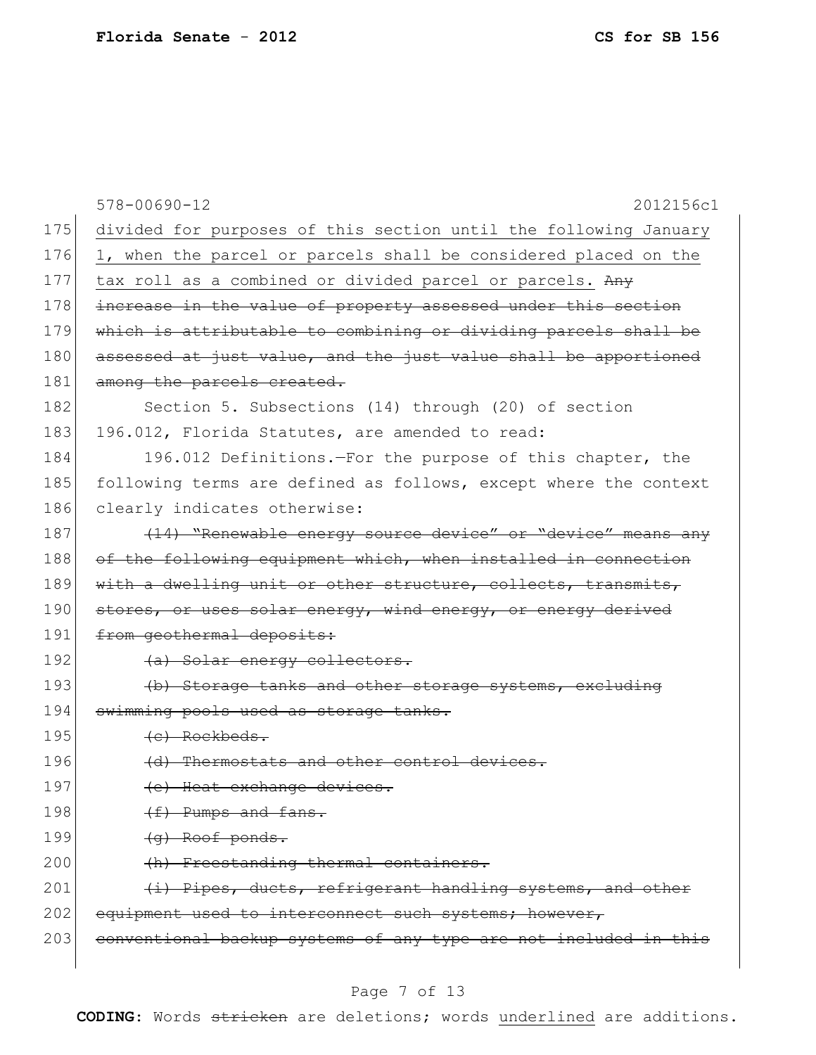578-00690-12 2012156c1

175 divided for purposes of this section until the following January
176 1, when the parcel or parcels shall be considered placed on the
177 tax roll as a combined or divided parcel or parcels. ~~Any~~
178 ~~increase in the value of property assessed under this section~~
179 ~~which is attributable to combining or dividing parcels shall be~~
180 ~~assessed at just value, and the just value shall be apportioned~~
181 ~~among the parcels created.~~

182 Section 5. Subsections (14) through (20) of section
183 196.012, Florida Statutes, are amended to read:

184 196.012 Definitions.—For the purpose of this chapter, the
185 following terms are defined as follows, except where the context
186 clearly indicates otherwise:

187 ~~(14) "Renewable energy source device" or "device" means any~~
188 ~~of the following equipment which, when installed in connection~~
189 ~~with a dwelling unit or other structure, collects, transmits,~~
190 ~~stores, or uses solar energy, wind energy, or energy derived~~
191 ~~from geothermal deposits:~~

192 ~~(a) Solar energy collectors.~~

193 ~~(b) Storage tanks and other storage systems, excluding~~
194 ~~swimming pools used as storage tanks.~~

195 ~~(c) Rockbeds.~~

196 ~~(d) Thermostats and other control devices.~~

197 ~~(e) Heat exchange devices.~~

198 ~~(f) Pumps and fans.~~

199 ~~(g) Roof ponds.~~

200 ~~(h) Freestanding thermal containers.~~

201 ~~(i) Pipes, ducts, refrigerant handling systems, and other~~
202 ~~equipment used to interconnect such systems; however,~~
203 ~~conventional backup systems of any type are not included in this~~

**CODING:** Words ~~stricken~~ are deletions; words underlined are additions.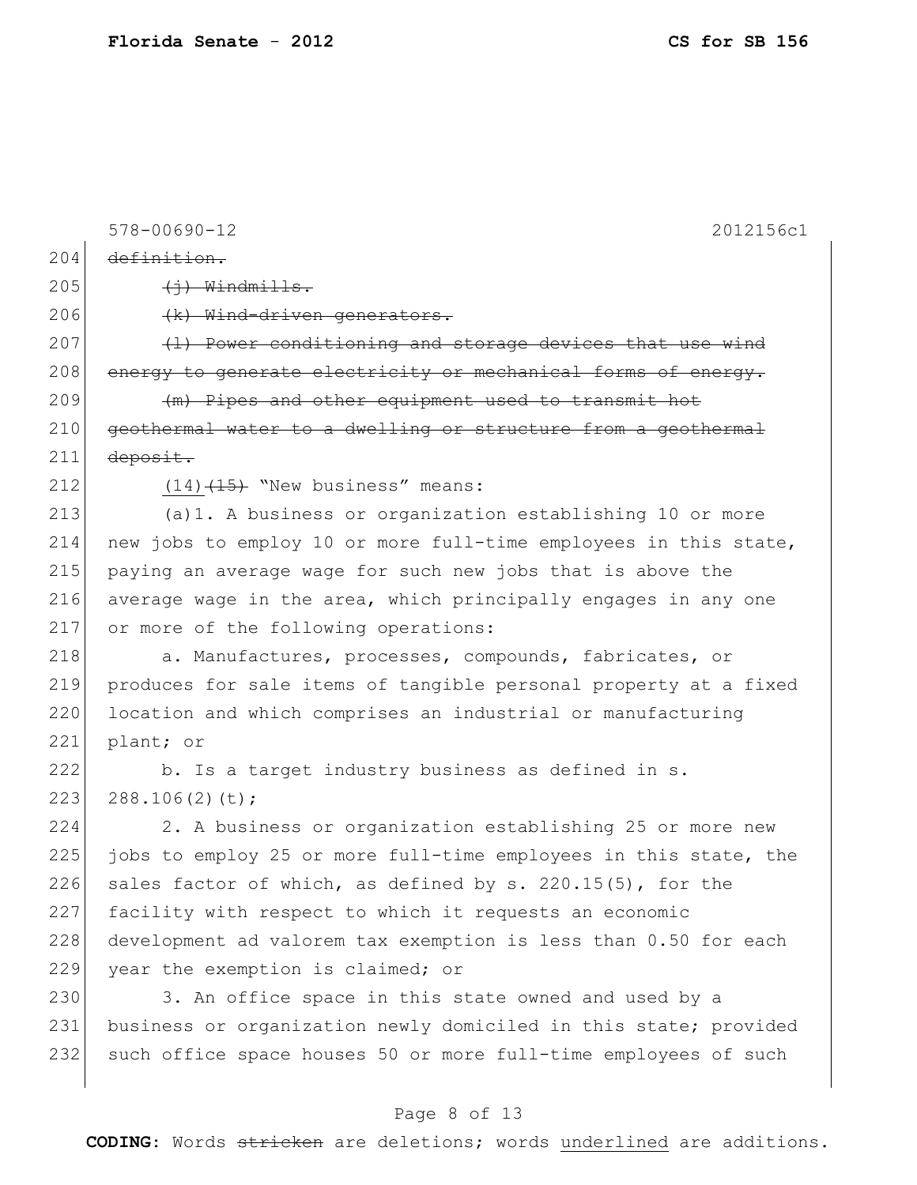578-00690-12 2012156c1

~~definition.~~

~~(j) Windmills.~~

~~(k) Wind-driven generators.~~

~~(l) Power conditioning and storage devices that use wind energy to generate electricity or mechanical forms of energy.~~

~~(m) Pipes and other equipment used to transmit hot geothermal water to a dwelling or structure from a geothermal deposit.~~

<u>(14)</u>~~(15)~~ "New business" means:

(a)1. A business or organization establishing 10 or more new jobs to employ 10 or more full-time employees in this state, paying an average wage for such new jobs that is above the average wage in the area, which principally engages in any one or more of the following operations:

a. Manufactures, processes, compounds, fabricates, or produces for sale items of tangible personal property at a fixed location and which comprises an industrial or manufacturing plant; or

b. Is a target industry business as defined in s. 288.106(2)(t);

2. A business or organization establishing 25 or more new jobs to employ 25 or more full-time employees in this state, the sales factor of which, as defined by s. 220.15(5), for the facility with respect to which it requests an economic development ad valorem tax exemption is less than 0.50 for each year the exemption is claimed; or

3. An office space in this state owned and used by a business or organization newly domiciled in this state; provided such office space houses 50 or more full-time employees of such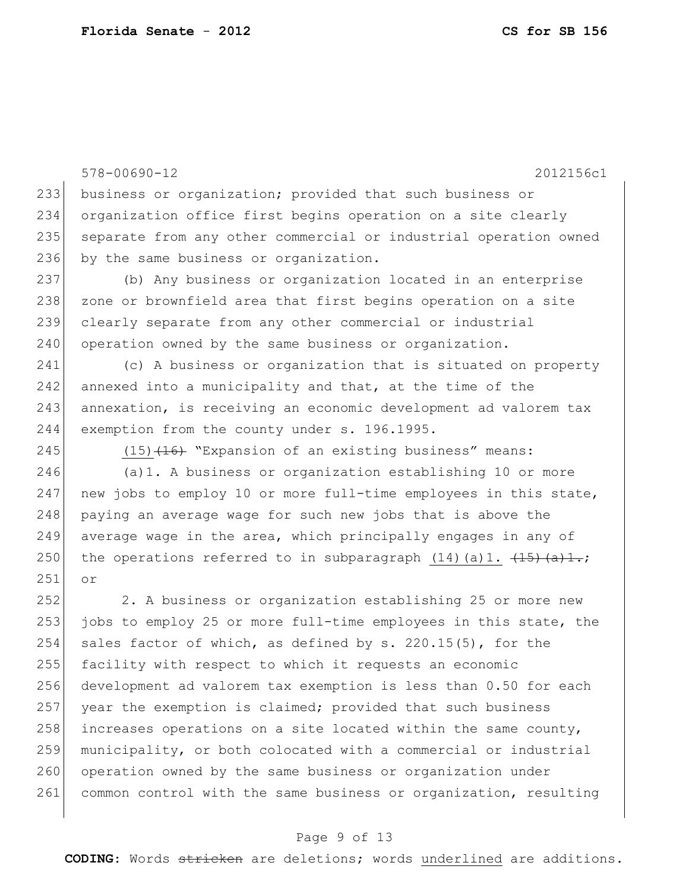578-00690-12 2012156c1

233 business or organization; provided that such business or
234 organization office first begins operation on a site clearly
235 separate from any other commercial or industrial operation owned
236 by the same business or organization.

237 (b) Any business or organization located in an enterprise
238 zone or brownfield area that first begins operation on a site
239 clearly separate from any other commercial or industrial
240 operation owned by the same business or organization.

241 (c) A business or organization that is situated on property
242 annexed into a municipality and that, at the time of the
243 annexation, is receiving an economic development ad valorem tax
244 exemption from the county under s. 196.1995.

245 <u>(15)</u>~~(16)~~ "Expansion of an existing business" means:

246 (a)1. A business or organization establishing 10 or more
247 new jobs to employ 10 or more full-time employees in this state,
248 paying an average wage for such new jobs that is above the
249 average wage in the area, which principally engages in any of
250 the operations referred to in subparagraph <u>(14)(a)1.</u> ~~(15)(a)1.~~;
251 or

252 2. A business or organization establishing 25 or more new
253 jobs to employ 25 or more full-time employees in this state, the
254 sales factor of which, as defined by s. 220.15(5), for the
255 facility with respect to which it requests an economic
256 development ad valorem tax exemption is less than 0.50 for each
257 year the exemption is claimed; provided that such business
258 increases operations on a site located within the same county,
259 municipality, or both colocated with a commercial or industrial
260 operation owned by the same business or organization under
261 common control with the same business or organization, resulting

**CODING:** Words ~~stricken~~ are deletions; words <u>underlined</u> are additions.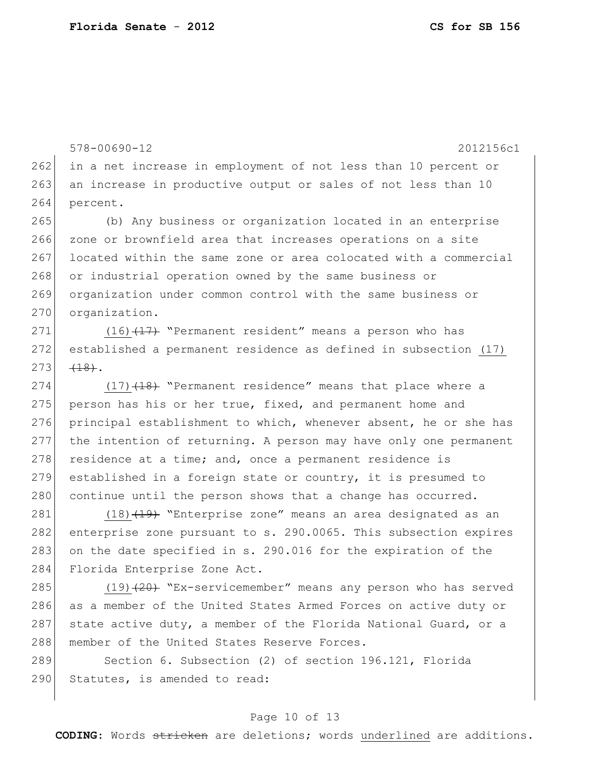in a net increase in employment of not less than 10 percent or an increase in productive output or sales of not less than 10 percent.

(b) Any business or organization located in an enterprise zone or brownfield area that increases operations on a site located within the same zone or area colocated with a commercial or industrial operation owned by the same business or organization under common control with the same business or organization.

<u>(16)</u>~~(17)~~ "Permanent resident" means a person who has established a permanent residence as defined in subsection <u>(17)</u> ~~(18)~~.

<u>(17)</u>~~(18)~~ "Permanent residence" means that place where a person has his or her true, fixed, and permanent home and principal establishment to which, whenever absent, he or she has the intention of returning. A person may have only one permanent residence at a time; and, once a permanent residence is established in a foreign state or country, it is presumed to continue until the person shows that a change has occurred.

<u>(18)</u>~~(19)~~ "Enterprise zone" means an area designated as an enterprise zone pursuant to s. 290.0065. This subsection expires on the date specified in s. 290.016 for the expiration of the Florida Enterprise Zone Act.

<u>(19)</u>~~(20)~~ "Ex-servicemember" means any person who has served as a member of the United States Armed Forces on active duty or state active duty, a member of the Florida National Guard, or a member of the United States Reserve Forces.

Section 6. Subsection (2) of section 196.121, Florida Statutes, is amended to read: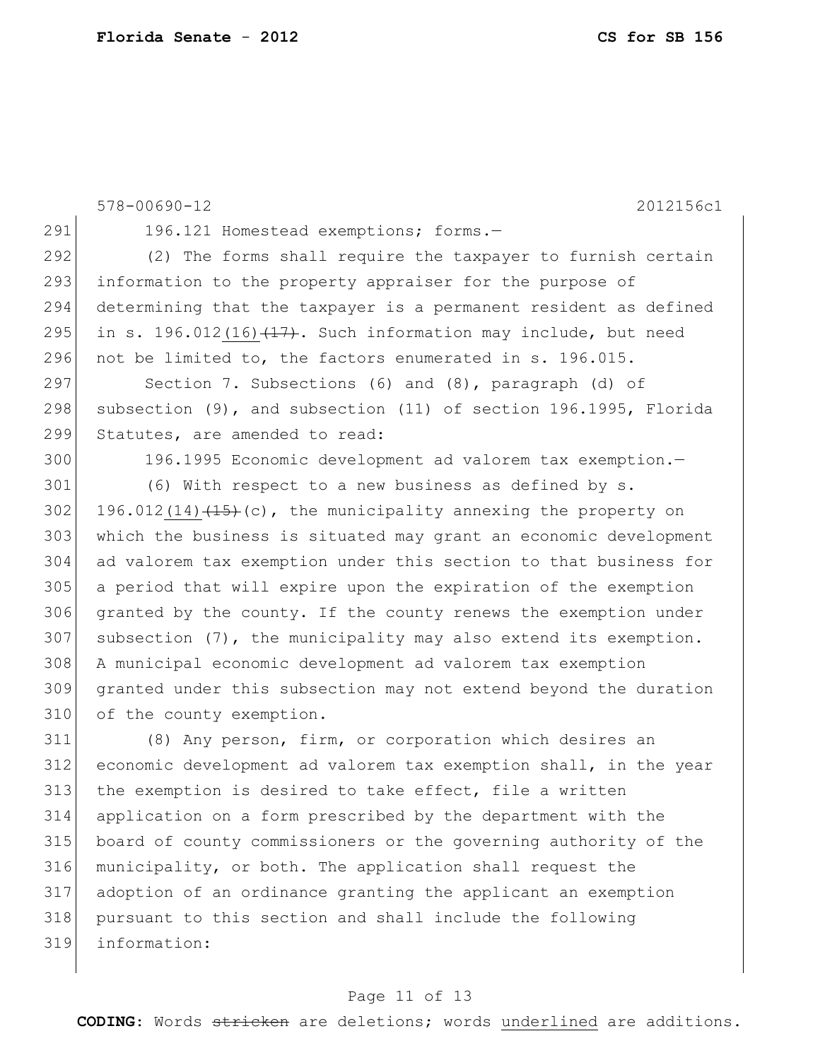578-00690-12 2012156c1

291 196.121 Homestead exemptions; forms.—

292 (2) The forms shall require the taxpayer to furnish certain
293 information to the property appraiser for the purpose of
294 determining that the taxpayer is a permanent resident as defined
295 in s. 196.012(16) ~~(17)~~. Such information may include, but need
296 not be limited to, the factors enumerated in s. 196.015.

297 Section 7. Subsections (6) and (8), paragraph (d) of
298 subsection (9), and subsection (11) of section 196.1995, Florida
299 Statutes, are amended to read:

300 196.1995 Economic development ad valorem tax exemption.—

301 (6) With respect to a new business as defined by s.
302 196.012(14) ~~(15)~~(c), the municipality annexing the property on
303 which the business is situated may grant an economic development
304 ad valorem tax exemption under this section to that business for
305 a period that will expire upon the expiration of the exemption
306 granted by the county. If the county renews the exemption under
307 subsection (7), the municipality may also extend its exemption.
308 A municipal economic development ad valorem tax exemption
309 granted under this subsection may not extend beyond the duration
310 of the county exemption.

311 (8) Any person, firm, or corporation which desires an
312 economic development ad valorem tax exemption shall, in the year
313 the exemption is desired to take effect, file a written
314 application on a form prescribed by the department with the
315 board of county commissioners or the governing authority of the
316 municipality, or both. The application shall request the
317 adoption of an ordinance granting the applicant an exemption
318 pursuant to this section and shall include the following
319 information:

**CODING:** Words ~~stricken~~ are deletions; words underlined are additions.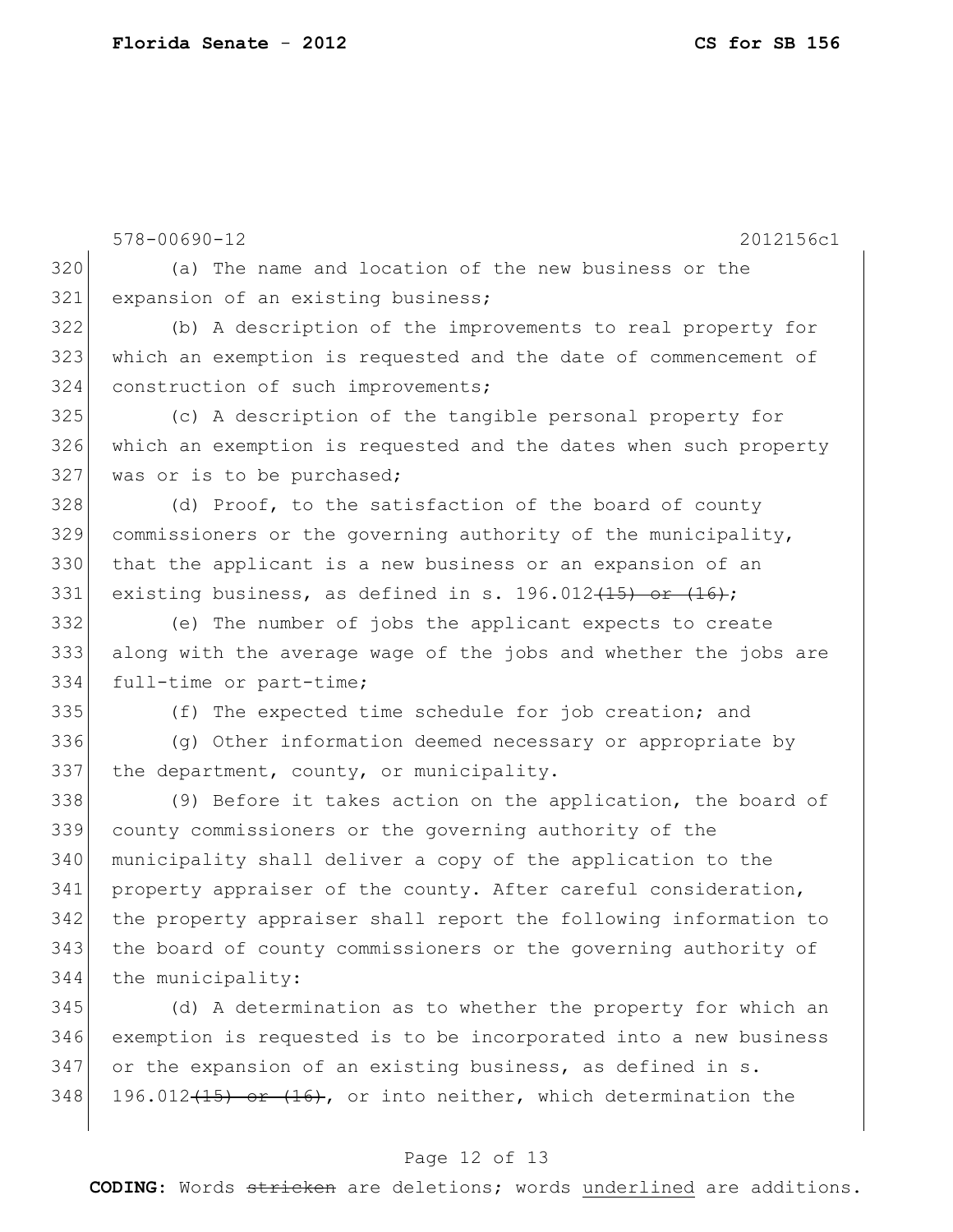578-00690-12 2012156c1

(a) The name and location of the new business or the expansion of an existing business;

(b) A description of the improvements to real property for which an exemption is requested and the date of commencement of construction of such improvements;

(c) A description of the tangible personal property for which an exemption is requested and the dates when such property was or is to be purchased;

(d) Proof, to the satisfaction of the board of county commissioners or the governing authority of the municipality, that the applicant is a new business or an expansion of an existing business, as defined in s. 196.012~~(15) or (16)~~;

(e) The number of jobs the applicant expects to create along with the average wage of the jobs and whether the jobs are full-time or part-time;

(f) The expected time schedule for job creation; and

(g) Other information deemed necessary or appropriate by the department, county, or municipality.

(9) Before it takes action on the application, the board of county commissioners or the governing authority of the municipality shall deliver a copy of the application to the property appraiser of the county. After careful consideration, the property appraiser shall report the following information to the board of county commissioners or the governing authority of the municipality:

(d) A determination as to whether the property for which an exemption is requested is to be incorporated into a new business or the expansion of an existing business, as defined in s. 196.012~~(15) or (16)~~, or into neither, which determination the

**CODING:** Words ~~stricken~~ are deletions; words <u>underlined</u> are additions.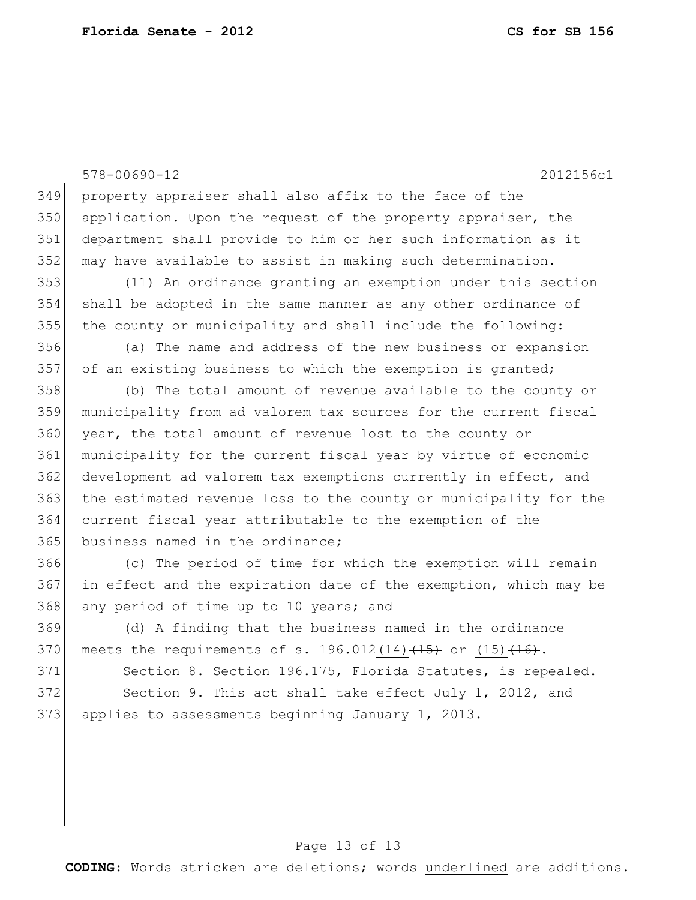property appraiser shall also affix to the face of the application. Upon the request of the property appraiser, the department shall provide to him or her such information as it may have available to assist in making such determination.

(11) An ordinance granting an exemption under this section shall be adopted in the same manner as any other ordinance of the county or municipality and shall include the following:

(a) The name and address of the new business or expansion of an existing business to which the exemption is granted;

(b) The total amount of revenue available to the county or municipality from ad valorem tax sources for the current fiscal year, the total amount of revenue lost to the county or municipality for the current fiscal year by virtue of economic development ad valorem tax exemptions currently in effect, and the estimated revenue loss to the county or municipality for the current fiscal year attributable to the exemption of the business named in the ordinance;

(c) The period of time for which the exemption will remain in effect and the expiration date of the exemption, which may be any period of time up to 10 years; and

(d) A finding that the business named in the ordinance meets the requirements of s. 196.012<u>(14)</u>~~(15)~~ or <u>(15)</u>~~(16)~~.

Section 8. <u>Section 196.175, Florida Statutes, is repealed.</u>

Section 9. This act shall take effect July 1, 2012, and applies to assessments beginning January 1, 2013.